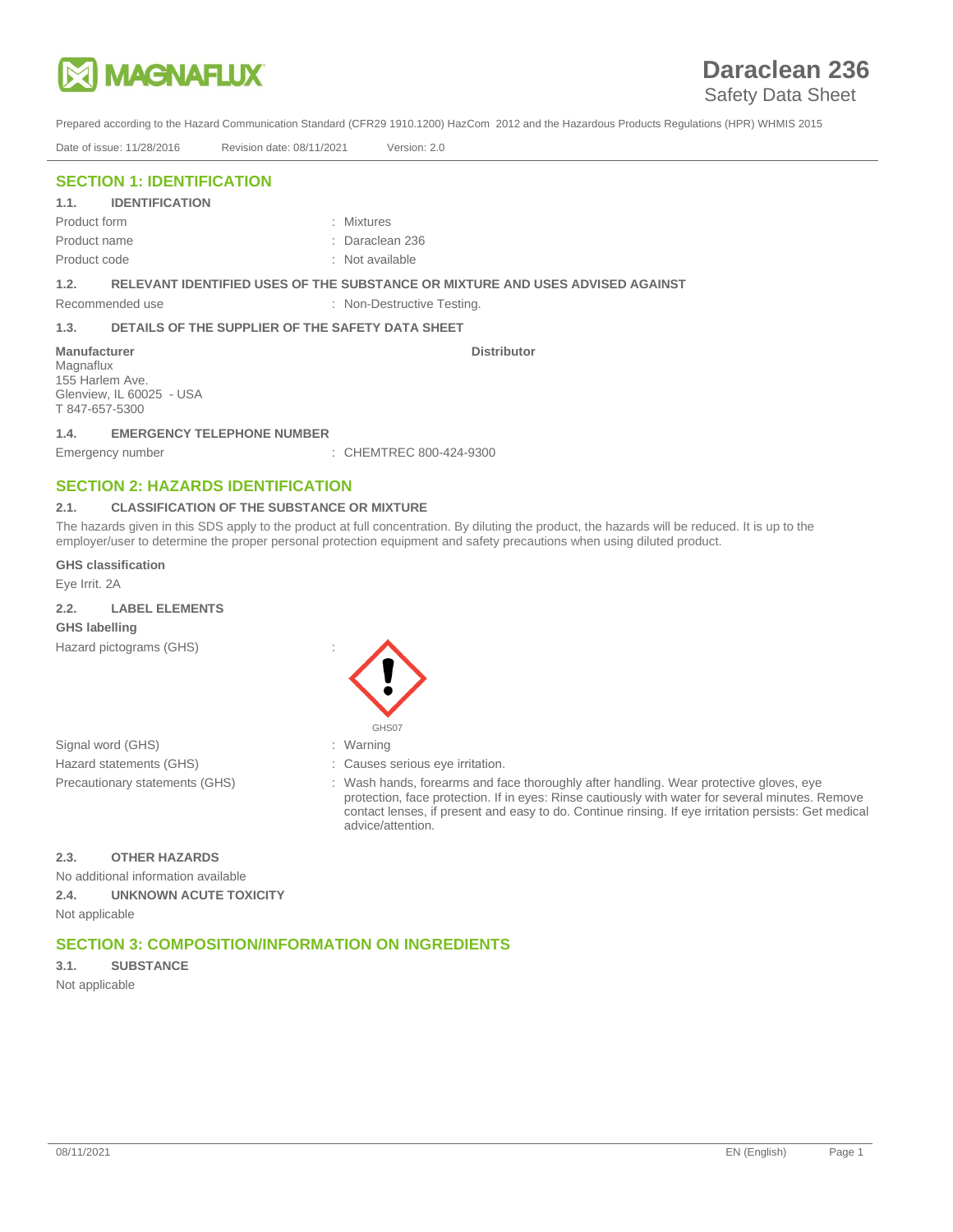# Daraclean 236

## Safety Data Sheet

Prepared according to the Hazard Communication Standard (CFR29 1910.1200) HazCom 2012 and the Hazardous Products Regulations (HPR) WHMIS 2015

Date of issue: 11/28/2016 Revision date: 08/11/2021 Version: 2.0

## SECTION 1: IDENTIFICATION

### 1.1. IDENTIFICATION

Product form : Mixtures

Product name : Daraclean 236

Product code : Not available

### 1.2. RELEVANT IDENTIFIED USES OF THE SUBSTANCE OR MIXTURE AND USES ADVISED AGAINST

Recommended use : Non-Destructive Testing.

### 1.3. DETAILS OF THE SUPPLIER OF THE SAFETY DATA SHEET

**Manufacturer**
Magnaflux
155 Harlem Ave.
Glenview, IL 60025 - USA
T 847-657-5300

**Distributor**

### 1.4. EMERGENCY TELEPHONE NUMBER

Emergency number : CHEMTREC 800-424-9300

## SECTION 2: HAZARDS IDENTIFICATION

### 2.1. CLASSIFICATION OF THE SUBSTANCE OR MIXTURE

The hazards given in this SDS apply to the product at full concentration. By diluting the product, the hazards will be reduced. It is up to the employer/user to determine the proper personal protection equipment and safety precautions when using diluted product.

**GHS classification**

Eye Irrit. 2A

### 2.2. LABEL ELEMENTS

**GHS labelling**

Hazard pictograms (GHS) :

GHS07

Signal word (GHS) : Warning

Hazard statements (GHS) : Causes serious eye irritation.

Precautionary statements (GHS) : Wash hands, forearms and face thoroughly after handling. Wear protective gloves, eye protection, face protection. If in eyes: Rinse cautiously with water for several minutes. Remove contact lenses, if present and easy to do. Continue rinsing. If eye irritation persists: Get medical advice/attention.

### 2.3. OTHER HAZARDS

No additional information available

### 2.4. UNKNOWN ACUTE TOXICITY

Not applicable

## SECTION 3: COMPOSITION/INFORMATION ON INGREDIENTS

### 3.1. SUBSTANCE

Not applicable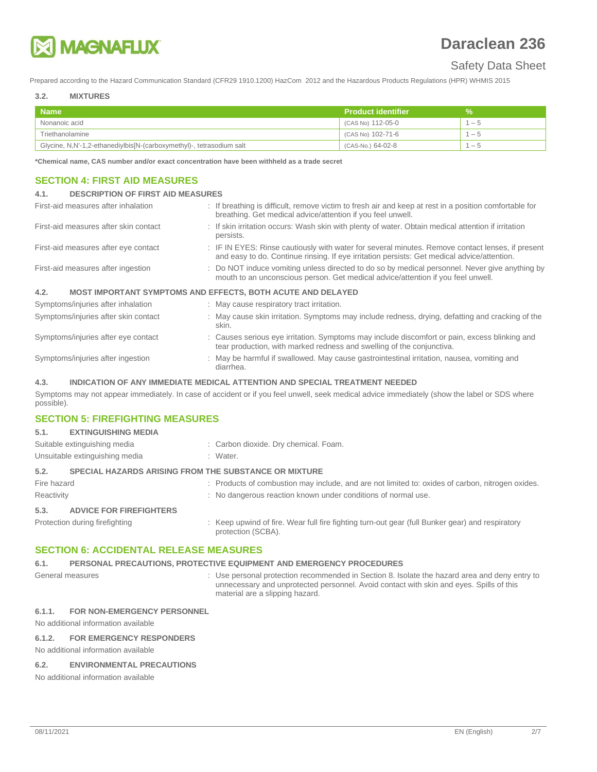### 3.2. MIXTURES

| Name | Product identifier | % |
|---|---|---|
| Nonanoic acid | (CAS No) 112-05-0 | 1 – 5 |
| Triethanolamine | (CAS No) 102-71-6 | 1 – 5 |
| Glycine, N,N'-1,2-ethanediylbis[N-(carboxymethyl)-, tetrasodium salt | (CAS-No.) 64-02-8 | 1 – 5 |

**\*Chemical name, CAS number and/or exact concentration have been withheld as a trade secret**

## SECTION 4: FIRST AID MEASURES

### 4.1. DESCRIPTION OF FIRST AID MEASURES

First-aid measures after inhalation : If breathing is difficult, remove victim to fresh air and keep at rest in a position comfortable for breathing. Get medical advice/attention if you feel unwell.

First-aid measures after skin contact : If skin irritation occurs: Wash skin with plenty of water. Obtain medical attention if irritation persists.

First-aid measures after eye contact : IF IN EYES: Rinse cautiously with water for several minutes. Remove contact lenses, if present and easy to do. Continue rinsing. If eye irritation persists: Get medical advice/attention.

First-aid measures after ingestion : Do NOT induce vomiting unless directed to do so by medical personnel. Never give anything by mouth to an unconscious person. Get medical advice/attention if you feel unwell.

### 4.2. MOST IMPORTANT SYMPTOMS AND EFFECTS, BOTH ACUTE AND DELAYED

Symptoms/injuries after inhalation : May cause respiratory tract irritation.

Symptoms/injuries after skin contact : May cause skin irritation. Symptoms may include redness, drying, defatting and cracking of the skin.

Symptoms/injuries after eye contact : Causes serious eye irritation. Symptoms may include discomfort or pain, excess blinking and tear production, with marked redness and swelling of the conjunctiva.

Symptoms/injuries after ingestion : May be harmful if swallowed. May cause gastrointestinal irritation, nausea, vomiting and diarrhea.

### 4.3. INDICATION OF ANY IMMEDIATE MEDICAL ATTENTION AND SPECIAL TREATMENT NEEDED

Symptoms may not appear immediately. In case of accident or if you feel unwell, seek medical advice immediately (show the label or SDS where possible).

## SECTION 5: FIREFIGHTING MEASURES

### 5.1. EXTINGUISHING MEDIA

Suitable extinguishing media : Carbon dioxide. Dry chemical. Foam.

Unsuitable extinguishing media : Water.

### 5.2. SPECIAL HAZARDS ARISING FROM THE SUBSTANCE OR MIXTURE

Fire hazard : Products of combustion may include, and are not limited to: oxides of carbon, nitrogen oxides.

Reactivity : No dangerous reaction known under conditions of normal use.

### 5.3. ADVICE FOR FIREFIGHTERS

Protection during firefighting : Keep upwind of fire. Wear full fire fighting turn-out gear (full Bunker gear) and respiratory protection (SCBA).

## SECTION 6: ACCIDENTAL RELEASE MEASURES

### 6.1. PERSONAL PRECAUTIONS, PROTECTIVE EQUIPMENT AND EMERGENCY PROCEDURES

General measures : Use personal protection recommended in Section 8. Isolate the hazard area and deny entry to unnecessary and unprotected personnel. Avoid contact with skin and eyes. Spills of this material are a slipping hazard.

#### 6.1.1. FOR NON-EMERGENCY PERSONNEL

No additional information available

#### 6.1.2. FOR EMERGENCY RESPONDERS

No additional information available

### 6.2. ENVIRONMENTAL PRECAUTIONS

No additional information available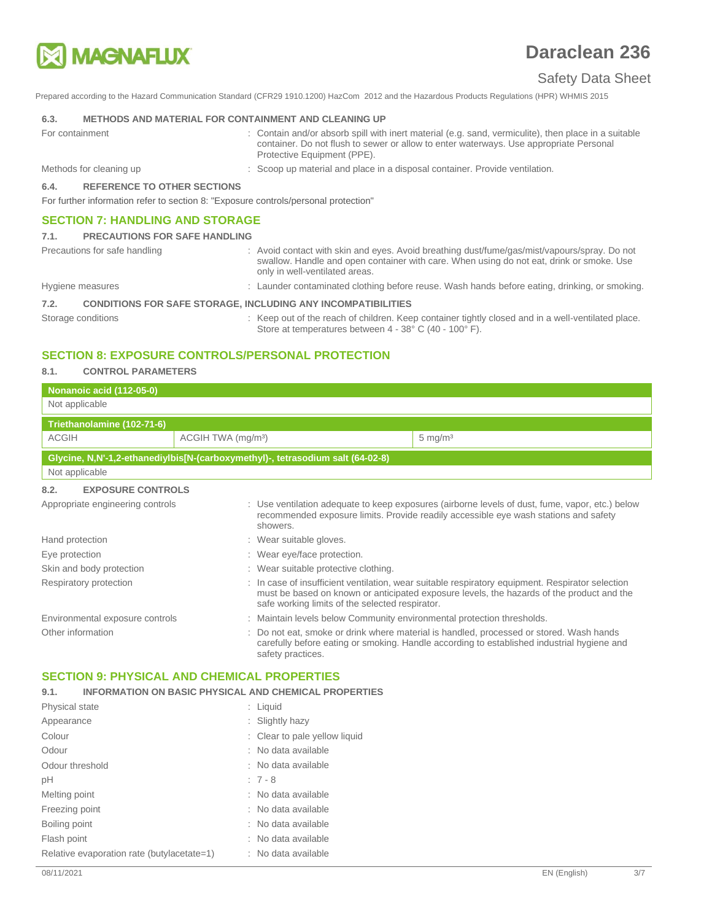### 6.3. METHODS AND MATERIAL FOR CONTAINMENT AND CLEANING UP

For containment : Contain and/or absorb spill with inert material (e.g. sand, vermiculite), then place in a suitable container. Do not flush to sewer or allow to enter waterways. Use appropriate Personal Protective Equipment (PPE).

Methods for cleaning up : Scoop up material and place in a disposal container. Provide ventilation.

### 6.4. REFERENCE TO OTHER SECTIONS

For further information refer to section 8: "Exposure controls/personal protection"

## SECTION 7: HANDLING AND STORAGE

### 7.1. PRECAUTIONS FOR SAFE HANDLING

Precautions for safe handling : Avoid contact with skin and eyes. Avoid breathing dust/fume/gas/mist/vapours/spray. Do not swallow. Handle and open container with care. When using do not eat, drink or smoke. Use only in well-ventilated areas.

Hygiene measures : Launder contaminated clothing before reuse. Wash hands before eating, drinking, or smoking.

### 7.2. CONDITIONS FOR SAFE STORAGE, INCLUDING ANY INCOMPATIBILITIES

Storage conditions : Keep out of the reach of children. Keep container tightly closed and in a well-ventilated place. Store at temperatures between 4 - 38° C (40 - 100° F).

## SECTION 8: EXPOSURE CONTROLS/PERSONAL PROTECTION

### 8.1. CONTROL PARAMETERS

| Nonanoic acid (112-05-0) | | |
|---|---|---|
| Not applicable | | |

| Triethanolamine (102-71-6) | | |
|---|---|---|
| ACGIH | ACGIH TWA (mg/m³) | 5 mg/m³ |

| Glycine, N,N'-1,2-ethanediylbis[N-(carboxymethyl)-, tetrasodium salt (64-02-8) | | |
|---|---|---|
| Not applicable | | |

### 8.2. EXPOSURE CONTROLS

Appropriate engineering controls : Use ventilation adequate to keep exposures (airborne levels of dust, fume, vapor, etc.) below recommended exposure limits. Provide readily accessible eye wash stations and safety showers.

Hand protection : Wear suitable gloves.

Eye protection : Wear eye/face protection.

Skin and body protection : Wear suitable protective clothing.

Respiratory protection : In case of insufficient ventilation, wear suitable respiratory equipment. Respirator selection must be based on known or anticipated exposure levels, the hazards of the product and the safe working limits of the selected respirator.

Environmental exposure controls : Maintain levels below Community environmental protection thresholds.

Other information : Do not eat, smoke or drink where material is handled, processed or stored. Wash hands carefully before eating or smoking. Handle according to established industrial hygiene and safety practices.

## SECTION 9: PHYSICAL AND CHEMICAL PROPERTIES

### 9.1. INFORMATION ON BASIC PHYSICAL AND CHEMICAL PROPERTIES

Physical state : Liquid

Appearance : Slightly hazy

Colour : Clear to pale yellow liquid

Odour : No data available

Odour threshold : No data available

pH : 7 - 8

Melting point : No data available

Freezing point : No data available

Boiling point : No data available

Flash point : No data available

Relative evaporation rate (butylacetate=1) : No data available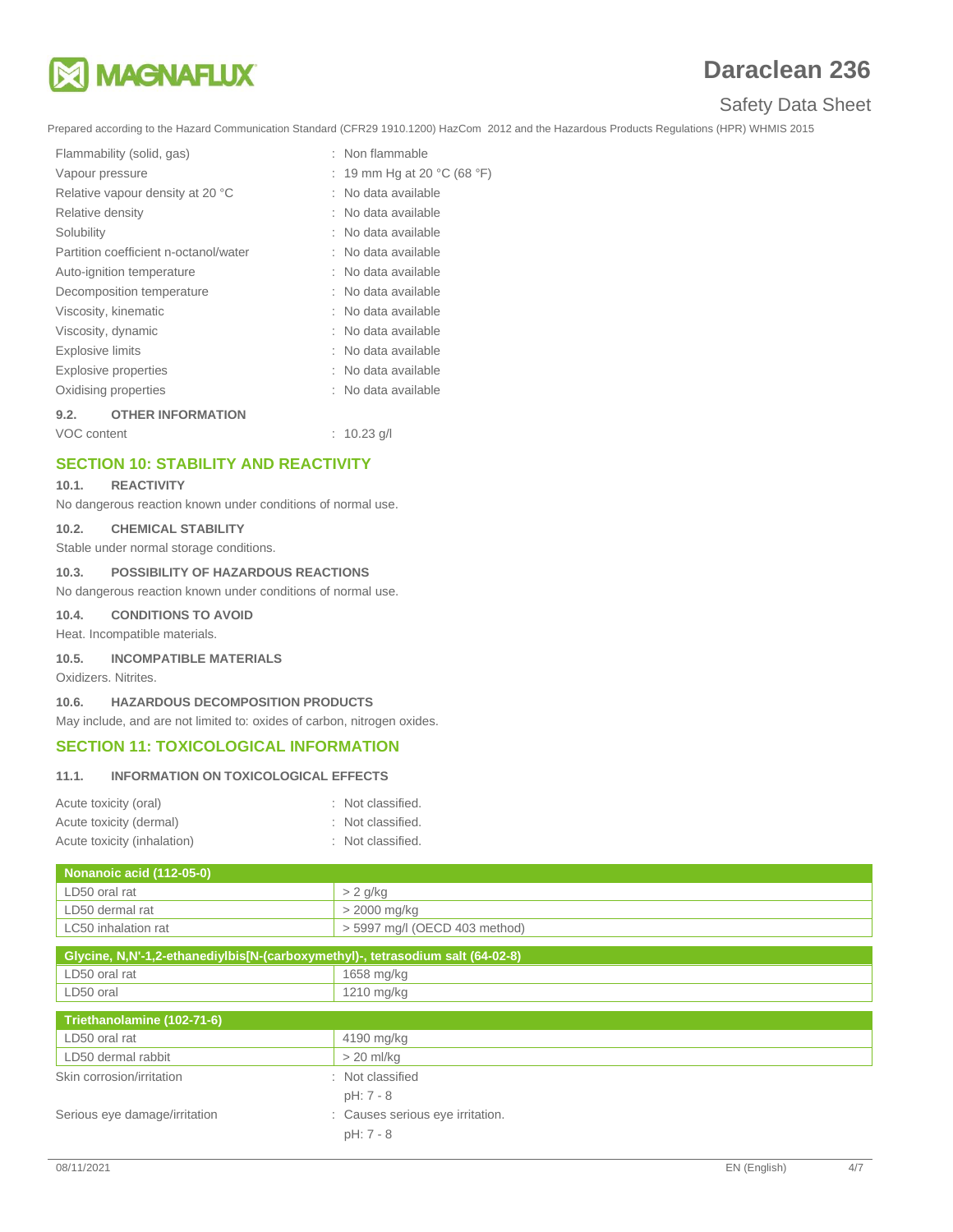| | |
|---|---|
| Flammability (solid, gas) | : Non flammable |
| Vapour pressure | : 19 mm Hg at 20 °C (68 °F) |
| Relative vapour density at 20 °C | : No data available |
| Relative density | : No data available |
| Solubility | : No data available |
| Partition coefficient n-octanol/water | : No data available |
| Auto-ignition temperature | : No data available |
| Decomposition temperature | : No data available |
| Viscosity, kinematic | : No data available |
| Viscosity, dynamic | : No data available |
| Explosive limits | : No data available |
| Explosive properties | : No data available |
| Oxidising properties | : No data available |

### 9.2. OTHER INFORMATION

VOC content : 10.23 g/l

## SECTION 10: STABILITY AND REACTIVITY

### 10.1. REACTIVITY

No dangerous reaction known under conditions of normal use.

### 10.2. CHEMICAL STABILITY

Stable under normal storage conditions.

### 10.3. POSSIBILITY OF HAZARDOUS REACTIONS

No dangerous reaction known under conditions of normal use.

### 10.4. CONDITIONS TO AVOID

Heat. Incompatible materials.

### 10.5. INCOMPATIBLE MATERIALS

Oxidizers. Nitrites.

### 10.6. HAZARDOUS DECOMPOSITION PRODUCTS

May include, and are not limited to: oxides of carbon, nitrogen oxides.

## SECTION 11: TOXICOLOGICAL INFORMATION

### 11.1. INFORMATION ON TOXICOLOGICAL EFFECTS

| | |
|---|---|
| Acute toxicity (oral) | : Not classified. |
| Acute toxicity (dermal) | : Not classified. |
| Acute toxicity (inhalation) | : Not classified. |

| Nonanoic acid (112-05-0) | |
|---|---|
| LD50 oral rat | > 2 g/kg |
| LD50 dermal rat | > 2000 mg/kg |
| LC50 inhalation rat | > 5997 mg/l (OECD 403 method) |

| Glycine, N,N'-1,2-ethanediylbis[N-(carboxymethyl)-, tetrasodium salt (64-02-8) | |
|---|---|
| LD50 oral rat | 1658 mg/kg |
| LD50 oral | 1210 mg/kg |

| Triethanolamine (102-71-6) | |
|---|---|
| LD50 oral rat | 4190 mg/kg |
| LD50 dermal rabbit | > 20 ml/kg |

| | |
|---|---|
| Skin corrosion/irritation | : Not classified<br>pH: 7 - 8 |
| Serious eye damage/irritation | : Causes serious eye irritation.<br>pH: 7 - 8 |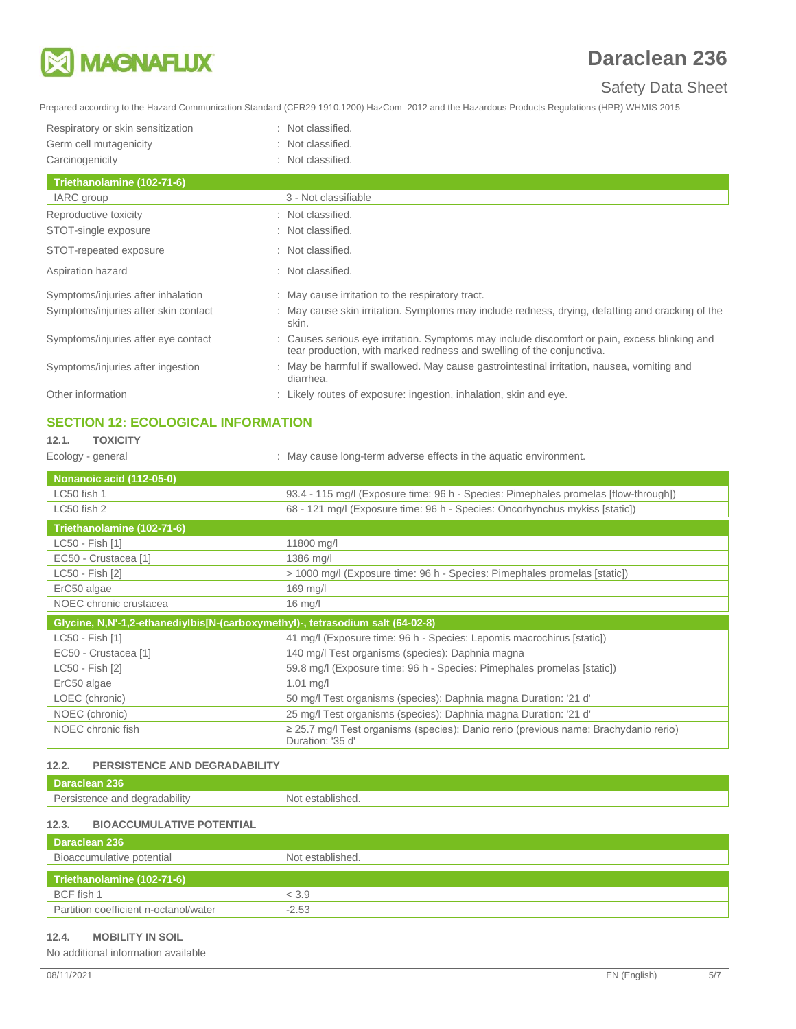| | |
|---|---|
| Respiratory or skin sensitization | : Not classified. |
| Germ cell mutagenicity | : Not classified. |
| Carcinogenicity | : Not classified. |

| Triethanolamine (102-71-6) | |
|---|---|
| IARC group | 3 - Not classifiable |

| | |
|---|---|
| Reproductive toxicity | : Not classified. |
| STOT-single exposure | : Not classified. |
| STOT-repeated exposure | : Not classified. |
| Aspiration hazard | : Not classified. |
| Symptoms/injuries after inhalation | : May cause irritation to the respiratory tract. |
| Symptoms/injuries after skin contact | : May cause skin irritation. Symptoms may include redness, drying, defatting and cracking of the skin. |
| Symptoms/injuries after eye contact | : Causes serious eye irritation. Symptoms may include discomfort or pain, excess blinking and tear production, with marked redness and swelling of the conjunctiva. |
| Symptoms/injuries after ingestion | : May be harmful if swallowed. May cause gastrointestinal irritation, nausea, vomiting and diarrhea. |
| Other information | : Likely routes of exposure: ingestion, inhalation, skin and eye. |

## SECTION 12: ECOLOGICAL INFORMATION

### 12.1. TOXICITY

Ecology - general : May cause long-term adverse effects in the aquatic environment.

| Nonanoic acid (112-05-0) | |
|---|---|
| LC50 fish 1 | 93.4 - 115 mg/l (Exposure time: 96 h - Species: Pimephales promelas [flow-through]) |
| LC50 fish 2 | 68 - 121 mg/l (Exposure time: 96 h - Species: Oncorhynchus mykiss [static]) |

| Triethanolamine (102-71-6) | |
|---|---|
| LC50 - Fish [1] | 11800 mg/l |
| EC50 - Crustacea [1] | 1386 mg/l |
| LC50 - Fish [2] | > 1000 mg/l (Exposure time: 96 h - Species: Pimephales promelas [static]) |
| ErC50 algae | 169 mg/l |
| NOEC chronic crustacea | 16 mg/l |

| Glycine, N,N'-1,2-ethanediylbis[N-(carboxymethyl)-, tetrasodium salt (64-02-8) | |
|---|---|
| LC50 - Fish [1] | 41 mg/l (Exposure time: 96 h - Species: Lepomis macrochirus [static]) |
| EC50 - Crustacea [1] | 140 mg/l Test organisms (species): Daphnia magna |
| LC50 - Fish [2] | 59.8 mg/l (Exposure time: 96 h - Species: Pimephales promelas [static]) |
| ErC50 algae | 1.01 mg/l |
| LOEC (chronic) | 50 mg/l Test organisms (species): Daphnia magna Duration: '21 d' |
| NOEC (chronic) | 25 mg/l Test organisms (species): Daphnia magna Duration: '21 d' |
| NOEC chronic fish | ≥ 25.7 mg/l Test organisms (species): Danio rerio (previous name: Brachydanio rerio) Duration: '35 d' |

### 12.2. PERSISTENCE AND DEGRADABILITY

| Daraclean 236 | |
|---|---|
| Persistence and degradability | Not established. |

### 12.3. BIOACCUMULATIVE POTENTIAL

| Daraclean 236 | |
|---|---|
| Bioaccumulative potential | Not established. |

| Triethanolamine (102-71-6) | |
|---|---|
| BCF fish 1 | < 3.9 |
| Partition coefficient n-octanol/water | -2.53 |

### 12.4. MOBILITY IN SOIL

No additional information available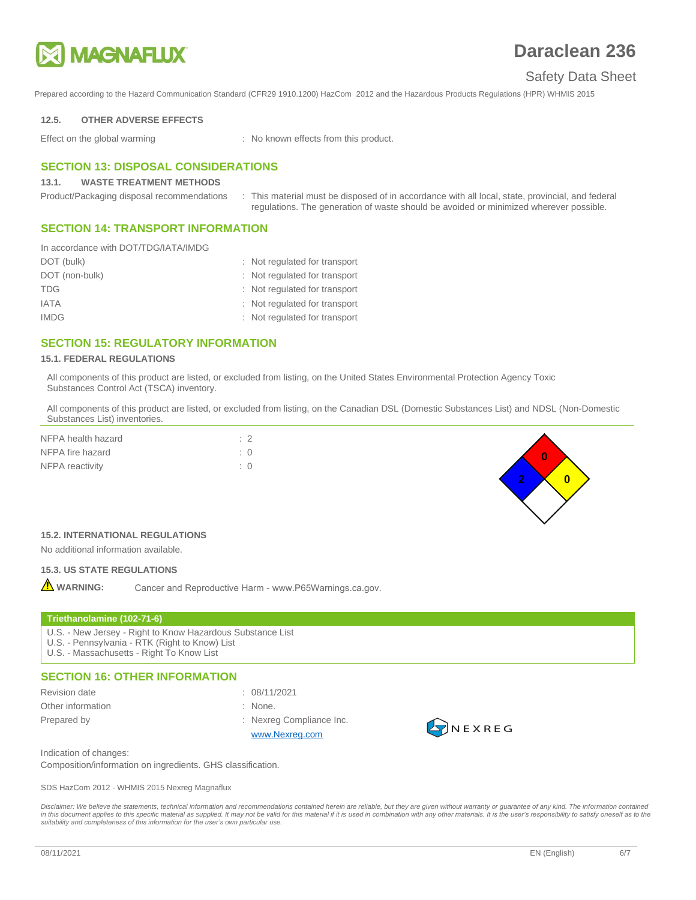#### 12.5. OTHER ADVERSE EFFECTS

Effect on the global warming : No known effects from this product.

## SECTION 13: DISPOSAL CONSIDERATIONS

### 13.1. WASTE TREATMENT METHODS

Product/Packaging disposal recommendations : This material must be disposed of in accordance with all local, state, provincial, and federal regulations. The generation of waste should be avoided or minimized wherever possible.

## SECTION 14: TRANSPORT INFORMATION

In accordance with DOT/TDG/IATA/IMDG

| | |
|---|---|
| DOT (bulk) | Not regulated for transport |
| DOT (non-bulk) | Not regulated for transport |
| TDG | Not regulated for transport |
| IATA | Not regulated for transport |
| IMDG | Not regulated for transport |

## SECTION 15: REGULATORY INFORMATION

### 15.1. FEDERAL REGULATIONS

All components of this product are listed, or excluded from listing, on the United States Environmental Protection Agency Toxic Substances Control Act (TSCA) inventory.

All components of this product are listed, or excluded from listing, on the Canadian DSL (Domestic Substances List) and NDSL (Non-Domestic Substances List) inventories.

| | |
|---|---|
| NFPA health hazard | 2 |
| NFPA fire hazard | 0 |
| NFPA reactivity | 0 |

### 15.2. INTERNATIONAL REGULATIONS

No additional information available.

### 15.3. US STATE REGULATIONS

**WARNING:** Cancer and Reproductive Harm - www.P65Warnings.ca.gov.

**Triethanolamine (102-71-6)**

U.S. - New Jersey - Right to Know Hazardous Substance List
U.S. - Pennsylvania - RTK (Right to Know) List
U.S. - Massachusetts - Right To Know List

## SECTION 16: OTHER INFORMATION

| | |
|---|---|
| Revision date | 08/11/2021 |
| Other information | None. |
| Prepared by | Nexreg Compliance Inc. www.Nexreg.com |

Indication of changes:
Composition/information on ingredients. GHS classification.

SDS HazCom 2012 - WHMIS 2015 Nexreg Magnaflux

*Disclaimer: We believe the statements, technical information and recommendations contained herein are reliable, but they are given without warranty or guarantee of any kind. The information contained in this document applies to this specific material as supplied. It may not be valid for this material if it is used in combination with any other materials. It is the user's responsibility to satisfy oneself as to the suitability and completeness of this information for the user's own particular use.*